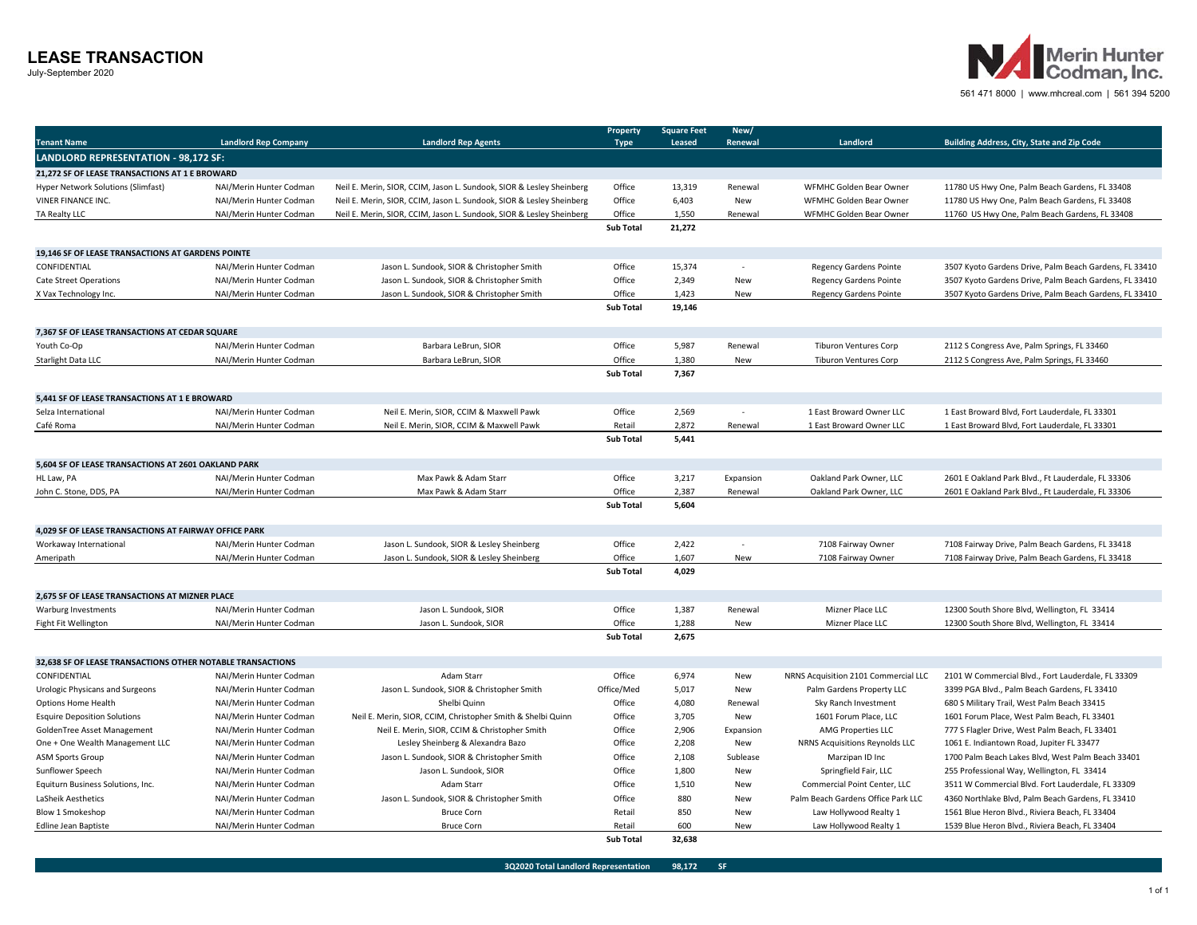# LEASE TRANSACTION

July-September 2020

NAI Merin Hunter Codman, Inc.

561 471 8000 | www.mhcreal.com | 561 394 5200

| Tenant Name | Landlord Rep Company | Landlord Rep Agents | Property Type | Square Feet Leased | New/ Renewal | Landlord | Building Address, City, State and Zip Code |
|---|---|---|---|---|---|---|---|
| **LANDLORD REPRESENTATION - 98,172 SF:** | | | | | | | |
| **21,272 SF OF LEASE TRANSACTIONS AT 1 E BROWARD** | | | | | | | |
| Hyper Network Solutions (Slimfast) | NAI/Merin Hunter Codman | Neil E. Merin, SIOR, CCIM, Jason L. Sundook, SIOR & Lesley Sheinberg | Office | 13,319 | Renewal | WFMHC Golden Bear Owner | 11780 US Hwy One, Palm Beach Gardens, FL 33408 |
| VINER FINANCE INC. | NAI/Merin Hunter Codman | Neil E. Merin, SIOR, CCIM, Jason L. Sundook, SIOR & Lesley Sheinberg | Office | 6,403 | New | WFMHC Golden Bear Owner | 11780 US Hwy One, Palm Beach Gardens, FL 33408 |
| TA Realty LLC | NAI/Merin Hunter Codman | Neil E. Merin, SIOR, CCIM, Jason L. Sundook, SIOR & Lesley Sheinberg | Office | 1,550 | Renewal | WFMHC Golden Bear Owner | 11760 US Hwy One, Palm Beach Gardens, FL 33408 |
| | | | **Sub Total** | **21,272** | | | |
| **19,146 SF OF LEASE TRANSACTIONS AT GARDENS POINTE** | | | | | | | |
| CONFIDENTIAL | NAI/Merin Hunter Codman | Jason L. Sundook, SIOR & Christopher Smith | Office | 15,374 | - | Regency Gardens Pointe | 3507 Kyoto Gardens Drive, Palm Beach Gardens, FL 33410 |
| Cate Street Operations | NAI/Merin Hunter Codman | Jason L. Sundook, SIOR & Christopher Smith | Office | 2,349 | New | Regency Gardens Pointe | 3507 Kyoto Gardens Drive, Palm Beach Gardens, FL 33410 |
| X Vax Technology Inc. | NAI/Merin Hunter Codman | Jason L. Sundook, SIOR & Christopher Smith | Office | 1,423 | New | Regency Gardens Pointe | 3507 Kyoto Gardens Drive, Palm Beach Gardens, FL 33410 |
| | | | **Sub Total** | **19,146** | | | |
| **7,367 SF OF LEASE TRANSACTIONS AT CEDAR SQUARE** | | | | | | | |
| Youth Co-Op | NAI/Merin Hunter Codman | Barbara LeBrun, SIOR | Office | 5,987 | Renewal | Tiburon Ventures Corp | 2112 S Congress Ave, Palm Springs, FL 33460 |
| Starlight Data LLC | NAI/Merin Hunter Codman | Barbara LeBrun, SIOR | Office | 1,380 | New | Tiburon Ventures Corp | 2112 S Congress Ave, Palm Springs, FL 33460 |
| | | | **Sub Total** | **7,367** | | | |
| **5,441 SF OF LEASE TRANSACTIONS AT 1 E BROWARD** | | | | | | | |
| Selza International | NAI/Merin Hunter Codman | Neil E. Merin, SIOR, CCIM & Maxwell Pawk | Office | 2,569 | - | 1 East Broward Owner LLC | 1 East Broward Blvd, Fort Lauderdale, FL 33301 |
| Café Roma | NAI/Merin Hunter Codman | Neil E. Merin, SIOR, CCIM & Maxwell Pawk | Retail | 2,872 | Renewal | 1 East Broward Owner LLC | 1 East Broward Blvd, Fort Lauderdale, FL 33301 |
| | | | **Sub Total** | **5,441** | | | |
| **5,604 SF OF LEASE TRANSACTIONS AT 2601 OAKLAND PARK** | | | | | | | |
| HL Law, PA | NAI/Merin Hunter Codman | Max Pawk & Adam Starr | Office | 3,217 | Expansion | Oakland Park Owner, LLC | 2601 E Oakland Park Blvd., Ft Lauderdale, FL 33306 |
| John C. Stone, DDS, PA | NAI/Merin Hunter Codman | Max Pawk & Adam Starr | Office | 2,387 | Renewal | Oakland Park Owner, LLC | 2601 E Oakland Park Blvd., Ft Lauderdale, FL 33306 |
| | | | **Sub Total** | **5,604** | | | |
| **4,029 SF OF LEASE TRANSACTIONS AT FAIRWAY OFFICE PARK** | | | | | | | |
| Workaway International | NAI/Merin Hunter Codman | Jason L. Sundook, SIOR & Lesley Sheinberg | Office | 2,422 | - | 7108 Fairway Owner | 7108 Fairway Drive, Palm Beach Gardens, FL 33418 |
| Ameripath | NAI/Merin Hunter Codman | Jason L. Sundook, SIOR & Lesley Sheinberg | Office | 1,607 | New | 7108 Fairway Owner | 7108 Fairway Drive, Palm Beach Gardens, FL 33418 |
| | | | **Sub Total** | **4,029** | | | |
| **2,675 SF OF LEASE TRANSACTIONS AT MIZNER PLACE** | | | | | | | |
| Warburg Investments | NAI/Merin Hunter Codman | Jason L. Sundook, SIOR | Office | 1,387 | Renewal | Mizner Place LLC | 12300 South Shore Blvd, Wellington, FL 33414 |
| Fight Fit Wellington | NAI/Merin Hunter Codman | Jason L. Sundook, SIOR | Office | 1,288 | New | Mizner Place LLC | 12300 South Shore Blvd, Wellington, FL 33414 |
| | | | **Sub Total** | **2,675** | | | |
| **32,638 SF OF LEASE TRANSACTIONS OTHER NOTABLE TRANSACTIONS** | | | | | | | |
| CONFIDENTIAL | NAI/Merin Hunter Codman | Adam Starr | Office | 6,974 | New | NRNS Acquisition 2101 Commercial LLC | 2101 W Commercial Blvd., Fort Lauderdale, FL 33309 |
| Urologic Physicans and Surgeons | NAI/Merin Hunter Codman | Jason L. Sundook, SIOR & Christopher Smith | Office/Med | 5,017 | New | Palm Gardens Property LLC | 3399 PGA Blvd., Palm Beach Gardens, FL 33410 |
| Options Home Health | NAI/Merin Hunter Codman | Shelbi Quinn | Office | 4,080 | Renewal | Sky Ranch Investment | 680 S Military Trail, West Palm Beach 33415 |
| Esquire Deposition Solutions | NAI/Merin Hunter Codman | Neil E. Merin, SIOR, CCIM, Christopher Smith & Shelbi Quinn | Office | 3,705 | New | 1601 Forum Place, LLC | 1601 Forum Place, West Palm Beach, FL 33401 |
| GoldenTree Asset Management | NAI/Merin Hunter Codman | Neil E. Merin, SIOR, CCIM & Christopher Smith | Office | 2,906 | Expansion | AMG Properties LLC | 777 S Flagler Drive, West Palm Beach, FL 33401 |
| One + One Wealth Management LLC | NAI/Merin Hunter Codman | Lesley Sheinberg & Alexandra Bazo | Office | 2,208 | New | NRNS Acquisitions Reynolds LLC | 1061 E. Indiantown Road, Jupiter FL 33477 |
| ASM Sports Group | NAI/Merin Hunter Codman | Jason L. Sundook, SIOR & Christopher Smith | Office | 2,108 | Sublease | Marzipan ID Inc | 1700 Palm Beach Lakes Blvd, West Palm Beach 33401 |
| Sunflower Speech | NAI/Merin Hunter Codman | Jason L. Sundook, SIOR | Office | 1,800 | New | Springfield Fair, LLC | 255 Professional Way, Wellington, FL 33414 |
| Equiturn Business Solutions, Inc. | NAI/Merin Hunter Codman | Adam Starr | Office | 1,510 | New | Commercial Point Center, LLC | 3511 W Commercial Blvd. Fort Lauderdale, FL 33309 |
| LaSheik Aesthetics | NAI/Merin Hunter Codman | Jason L. Sundook, SIOR & Christopher Smith | Office | 880 | New | Palm Beach Gardens Office Park LLC | 4360 Northlake Blvd, Palm Beach Gardens, FL 33410 |
| Blow 1 Smokeshop | NAI/Merin Hunter Codman | Bruce Corn | Retail | 850 | New | Law Hollywood Realty 1 | 1561 Blue Heron Blvd., Riviera Beach, FL 33404 |
| Edline Jean Baptiste | NAI/Merin Hunter Codman | Bruce Corn | Retail | 600 | New | Law Hollywood Realty 1 | 1539 Blue Heron Blvd., Riviera Beach, FL 33404 |
| | | | **Sub Total** | **32,638** | | | |
| | | **3Q2020 Total Landlord Representation** | | **98,172** | **SF** | | |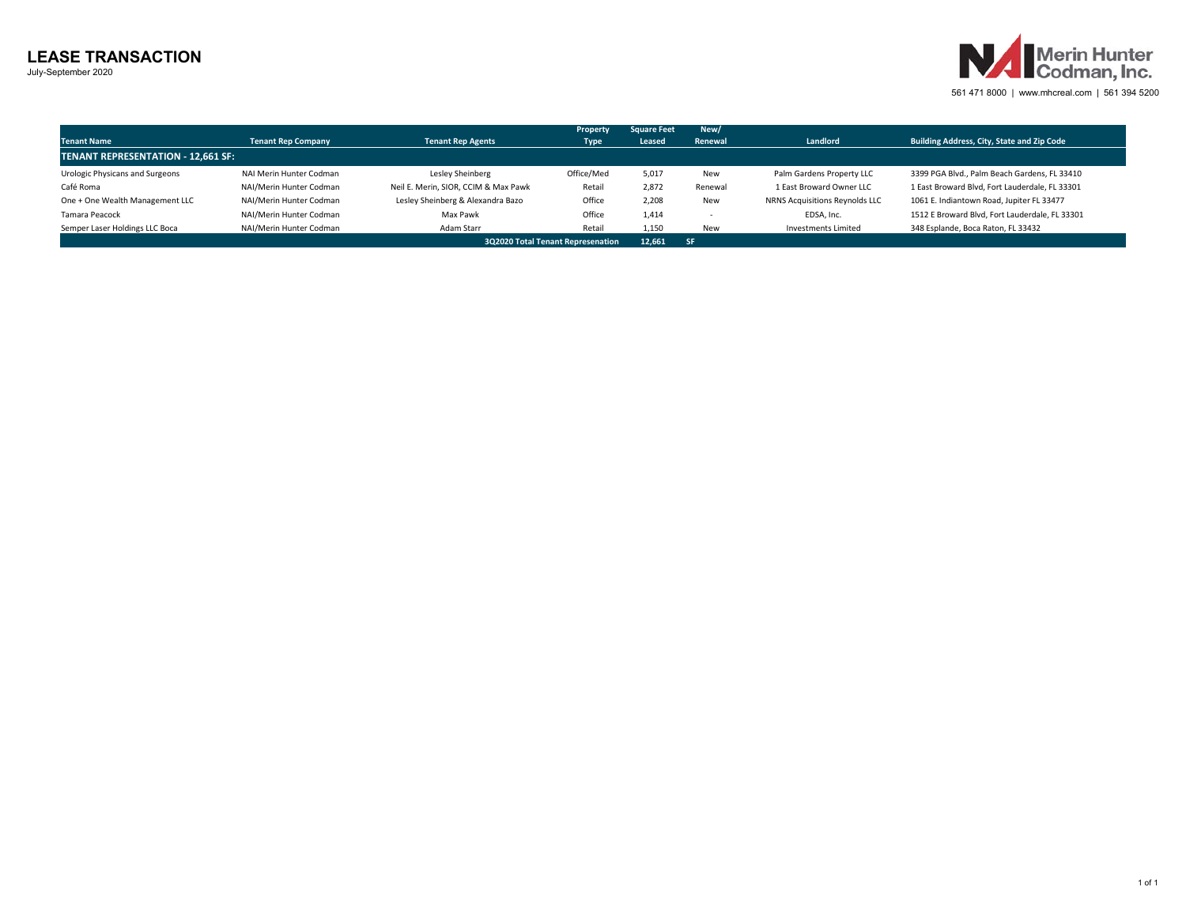# LEASE TRANSACTION

July-September 2020

Merin Hunter Codman, Inc.

561 471 8000 | www.mhcreal.com | 561 394 5200

| Tenant Name | Tenant Rep Company | Tenant Rep Agents | Property Type | Square Feet Leased | New/ Renewal | Landlord | Building Address, City, State and Zip Code |
|---|---|---|---|---|---|---|---|
| **TENANT REPRESENTATION - 12,661 SF:** | | | | | | | |
| Urologic Physicans and Surgeons | NAI Merin Hunter Codman | Lesley Sheinberg | Office/Med | 5,017 | New | Palm Gardens Property LLC | 3399 PGA Blvd., Palm Beach Gardens, FL 33410 |
| Café Roma | NAI/Merin Hunter Codman | Neil E. Merin, SIOR, CCIM & Max Pawk | Retail | 2,872 | Renewal | 1 East Broward Owner LLC | 1 East Broward Blvd, Fort Lauderdale, FL 33301 |
| One + One Wealth Management LLC | NAI/Merin Hunter Codman | Lesley Sheinberg & Alexandra Bazo | Office | 2,208 | New | NRNS Acquisitions Reynolds LLC | 1061 E. Indiantown Road, Jupiter FL 33477 |
| Tamara Peacock | NAI/Merin Hunter Codman | Max Pawk | Office | 1,414 | - | EDSA, Inc. | 1512 E Broward Blvd, Fort Lauderdale, FL 33301 |
| Semper Laser Holdings LLC Boca | NAI/Merin Hunter Codman | Adam Starr | Retail | 1,150 | New | Investments Limited | 348 Esplande, Boca Raton, FL 33432 |
| | | **3Q2020 Total Tenant Represenation** | | **12,661** | **SF** | | |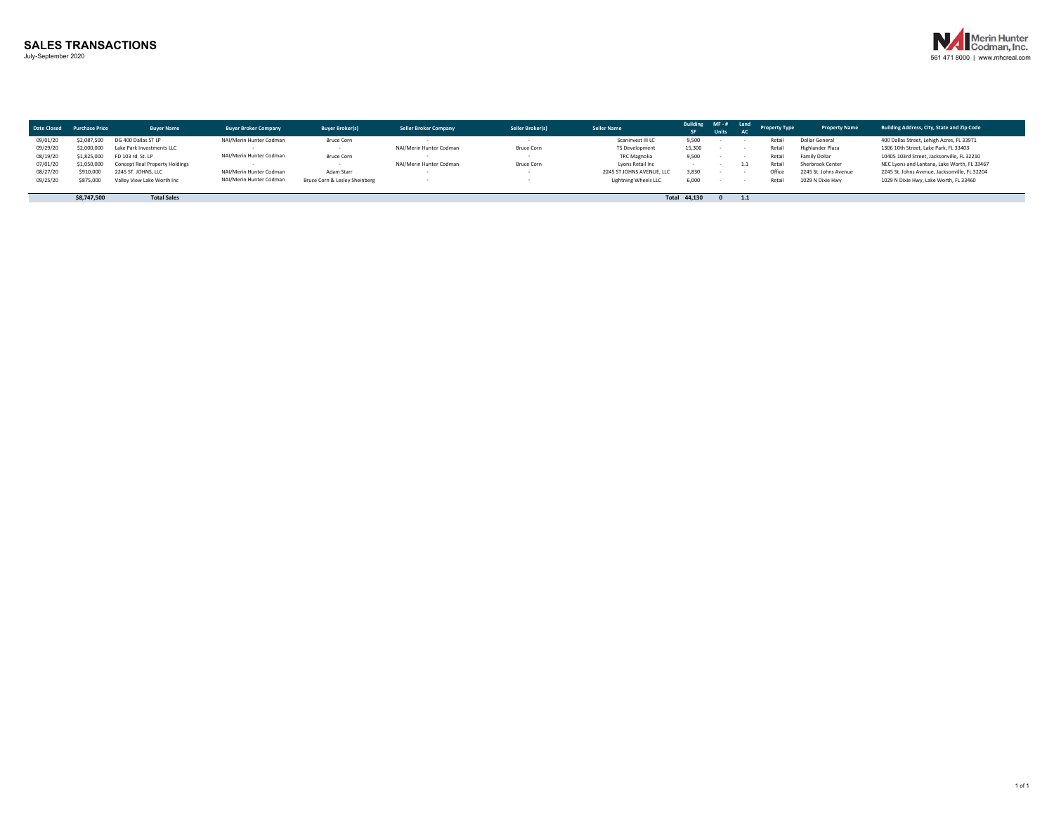# SALES TRANSACTIONS

July-September 2020

Merin Hunter Codman, Inc.
561 471 8000 | www.mhcreal.com

| Date Closed | Purchase Price | Buyer Name | Buyer Broker Company | Buyer Broker(s) | Seller Broker Company | Seller Broker(s) | Seller Name | Building SF | MF - # Units | Land AC | Property Type | Property Name | Building Address, City, State and Zip Code |
|---|---|---|---|---|---|---|---|---|---|---|---|---|---|
| 09/01/20 | $2,087,500 | DG 400 Dallas ST LP | NAI/Merin Hunter Codman | Bruce Corn | - | - | Scaninvest III LC | 9,500 | - | - | Retail | Dollar General | 400 Dallas Street, Lehigh Acres, FL 33971 |
| 09/29/20 | $2,000,000 | Lake Park Investments LLC | - | - | NAI/Merin Hunter Codman | Bruce Corn | TS Development | 15,300 | - | - | Retail | Highlander Plaza | 1306 10th Street, Lake Park, FL 33403 |
| 08/19/20 | $1,825,000 | FD 103 rd St. LP | NAI/Merin Hunter Codman | Bruce Corn | - | - | TRC Magnolia | 9,500 | - | - | Retail | Family Dollar | 10405 103rd Street, Jacksonville, FL 32210 |
| 07/01/20 | $1,050,000 | Concept Real Property Holdings | - | - | NAI/Merin Hunter Codman | Bruce Corn | Lyons Retail Inc | - | - | 1.1 | Retail | Sherbrook Center | NEC Lyons and Lantana, Lake Worth, FL 33467 |
| 08/27/20 | $910,000 | 2245 ST. JOHNS, LLC | NAI/Merin Hunter Codman | Adam Starr | - | - | 2245 ST JOHNS AVENUE, LLC | 3,830 | - | - | Office | 2245 St. Johns Avenue | 2245 St. Johns Avenue, Jacksonville, FL 32204 |
| 09/25/20 | $875,000 | Valley View Lake Worth Inc | NAI/Merin Hunter Codman | Bruce Corn & Lesley Sheinberg | - | - | Lightning Wheels LLC | 6,000 | - | - | Retail | 1029 N Dixie Hwy | 1029 N Dixie Hwy, Lake Worth, FL 33460 |
| | **$8,747,500** | **Total Sales** | | | | | **Total** | **44,130** | **0** | **1.1** | | | |